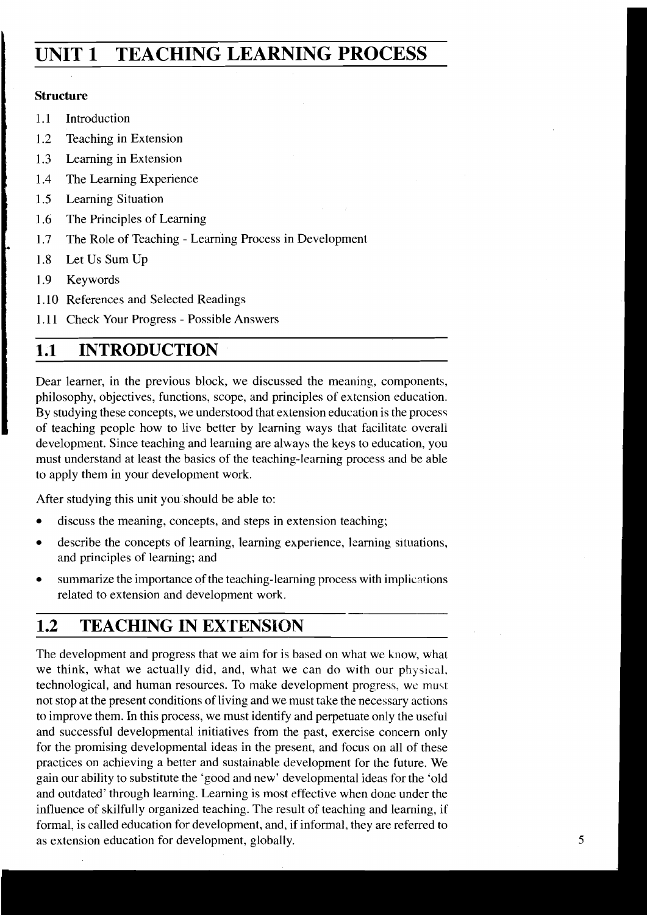# UNIT 1 TEACHING LEARNING PROCESS

**Structure**

1.1 Introduction

1.2 Teaching in Extension

1.3 Learning in Extension

1.4 The Learning Experience

1.5 Learning Situation

1.6 The Principles of Learning

1.7 The Role of Teaching - Learning Process in Development

1.8 Let Us Sum Up

1.9 Keywords

1.10 References and Selected Readings

1.11 Check Your Progress - Possible Answers

## 1.1 INTRODUCTION

Dear learner, in the previous block, we discussed the meaning, components, philosophy, objectives, functions, scope, and principles of extension education. By studying these concepts, we understood that extension education is the process of teaching people how to live better by learning ways that facilitate overall development. Since teaching and learning are always the keys to education, you must understand at least the basics of the teaching-learning process and be able to apply them in your development work.

After studying this unit you should be able to:

- discuss the meaning, concepts, and steps in extension teaching;
- describe the concepts of learning, learning experience, learning situations, and principles of learning; and
- summarize the importance of the teaching-learning process with implications related to extension and development work.

## 1.2 TEACHING IN EXTENSION

The development and progress that we aim for is based on what we know, what we think, what we actually did, and, what we can do with our physical, technological, and human resources. To make development progress, we must not stop at the present conditions of living and we must take the necessary actions to improve them. In this process, we must identify and perpetuate only the useful and successful developmental initiatives from the past, exercise concern only for the promising developmental ideas in the present, and focus on all of these practices on achieving a better and sustainable development for the future. We gain our ability to substitute the 'good and new' developmental ideas for the 'old and outdated' through learning. Learning is most effective when done under the influence of skilfully organized teaching. The result of teaching and learning, if formal, is called education for development, and, if informal, they are referred to as extension education for development, globally.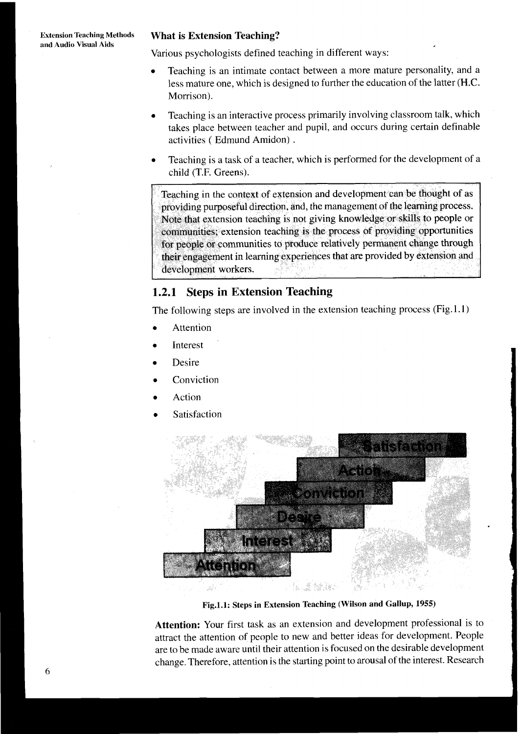## What is Extension Teaching?

Various psychologists defined teaching in different ways:

- Teaching is an intimate contact between a more mature personality, and a less mature one, which is designed to further the education of the latter (H.C. Morrison).
- Teaching is an interactive process primarily involving classroom talk, which takes place between teacher and pupil, and occurs during certain definable activities ( Edmund Amidon) .
- Teaching is a task of a teacher, which is performed for the development of a child (T.F. Greens).

> Teaching in the context of extension and development can be thought of as providing purposeful direction, and, the management of the learning process. Note that extension teaching is not giving knowledge or skills to people or communities; extension teaching is the process of providing opportunities for people or communities to produce relatively permanent change through their engagement in learning experiences that are provided by extension and development workers.

### 1.2.1 Steps in Extension Teaching

The following steps are involved in the extension teaching process (Fig.1.1)

- Attention
- Interest
- Desire
- Conviction
- Action
- Satisfaction

Fig.1.1: Steps in Extension Teaching (Wilson and Gallup, 1955)

**Attention:** Your first task as an extension and development professional is to attract the attention of people to new and better ideas for development. People are to be made aware until their attention is focused on the desirable development change. Therefore, attention is the starting point to arousal of the interest. Research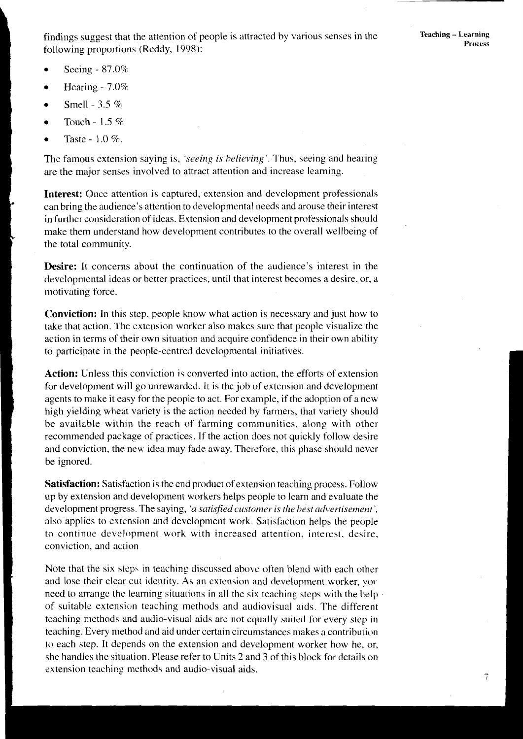findings suggest that the attention of people is attracted by various senses in the following proportions (Reddy, 1998):

- Seeing - 87.0%
- Hearing - 7.0%
- Smell - 3.5 %
- Touch - 1.5 %
- Taste - 1.0 %.

The famous extension saying is, *'seeing is believing'*. Thus, seeing and hearing are the major senses involved to attract attention and increase learning.

**Interest:** Once attention is captured, extension and development professionals can bring the audience's attention to developmental needs and arouse their interest in further consideration of ideas. Extension and development professionals should make them understand how development contributes to the overall wellbeing of the total community.

**Desire:** It concerns about the continuation of the audience's interest in the developmental ideas or better practices, until that interest becomes a desire, or, a motivating force.

**Conviction:** In this step, people know what action is necessary and just how to take that action. The extension worker also makes sure that people visualize the action in terms of their own situation and acquire confidence in their own ability to participate in the people-centred developmental initiatives.

**Action:** Unless this conviction is converted into action, the efforts of extension for development will go unrewarded. It is the job of extension and development agents to make it easy for the people to act. For example, if the adoption of a new high yielding wheat variety is the action needed by farmers, that variety should be available within the reach of farming communities, along with other recommended package of practices. If the action does not quickly follow desire and conviction, the new idea may fade away. Therefore, this phase should never be ignored.

**Satisfaction:** Satisfaction is the end product of extension teaching process. Follow up by extension and development workers helps people to learn and evaluate the development progress. The saying, *'a satisfied customer is the best advertisement'*, also applies to extension and development work. Satisfaction helps the people to continue development work with increased attention, interest, desire, conviction, and action

Note that the six steps in teaching discussed above often blend with each other and lose their clear cut identity. As an extension and development worker, you need to arrange the learning situations in all the six teaching steps with the help of suitable extension teaching methods and audiovisual aids. The different teaching methods and audio-visual aids are not equally suited for every step in teaching. Every method and aid under certain circumstances makes a contribution to each step. It depends on the extension and development worker how he, or, she handles the situation. Please refer to Units 2 and 3 of this block for details on extension teaching methods and audio-visual aids.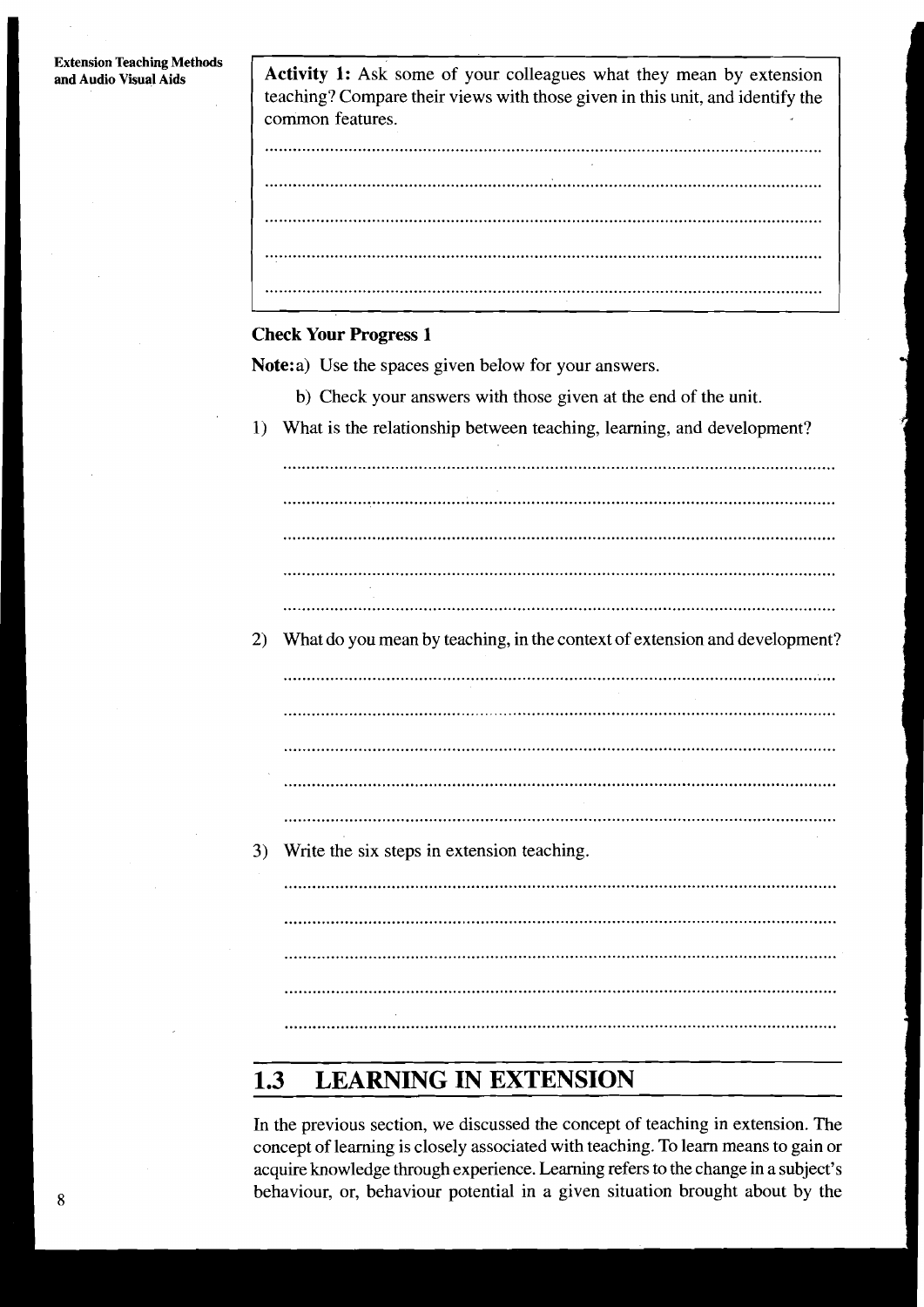**Activity 1:** Ask some of your colleagues what they mean by extension teaching? Compare their views with those given in this unit, and identify the common features.

..................................................................................................................

..................................................................................................................

..................................................................................................................

..................................................................................................................

..................................................................................................................

**Check Your Progress 1**

**Note:** a) Use the spaces given below for your answers.

b) Check your answers with those given at the end of the unit.

1) What is the relationship between teaching, learning, and development?

..................................................................................................................

..................................................................................................................

..................................................................................................................

..................................................................................................................

..................................................................................................................

2) What do you mean by teaching, in the context of extension and development?

..................................................................................................................

..................................................................................................................

..................................................................................................................

..................................................................................................................

..................................................................................................................

3) Write the six steps in extension teaching.

..................................................................................................................

..................................................................................................................

..................................................................................................................

..................................................................................................................

..................................................................................................................

## 1.3 LEARNING IN EXTENSION

In the previous section, we discussed the concept of teaching in extension. The concept of learning is closely associated with teaching. To learn means to gain or acquire knowledge through experience. Learning refers to the change in a subject's behaviour, or, behaviour potential in a given situation brought about by the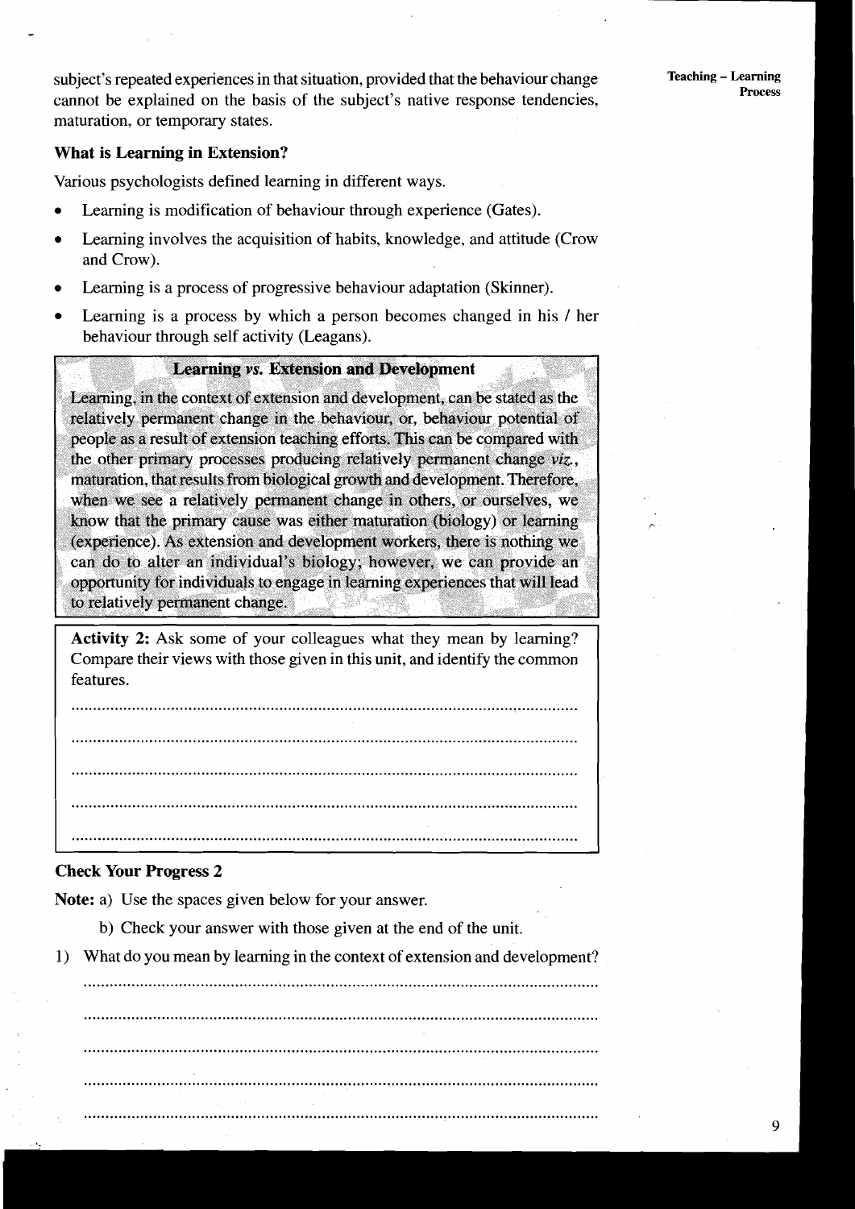subject's repeated experiences in that situation, provided that the behaviour change cannot be explained on the basis of the subject's native response tendencies, maturation, or temporary states.

### What is Learning in Extension?

Various psychologists defined learning in different ways.

- Learning is modification of behaviour through experience (Gates).
- Learning involves the acquisition of habits, knowledge, and attitude (Crow and Crow).
- Learning is a process of progressive behaviour adaptation (Skinner).
- Learning is a process by which a person becomes changed in his / her behaviour through self activity (Leagans).

**Learning *vs.* Extension and Development**

Learning, in the context of extension and development, can be stated as the relatively permanent change in the behaviour, or, behaviour potential of people as a result of extension teaching efforts. This can be compared with the other primary processes producing relatively permanent change *viz.*, maturation, that results from biological growth and development. Therefore, when we see a relatively permanent change in others, or ourselves, we know that the primary cause was either maturation (biology) or learning (experience). As extension and development workers, there is nothing we can do to alter an individual's biology; however, we can provide an opportunity for individuals to engage in learning experiences that will lead to relatively permanent change.

**Activity 2:** Ask some of your colleagues what they mean by learning? Compare their views with those given in this unit, and identify the common features.

..................................................................................................................

..................................................................................................................

..................................................................................................................

..................................................................................................................

..................................................................................................................

### Check Your Progress 2

**Note:** a) Use the spaces given below for your answer.

b) Check your answer with those given at the end of the unit.

1) What do you mean by learning in the context of extension and development?

..................................................................................................................

..................................................................................................................

..................................................................................................................

..................................................................................................................

..................................................................................................................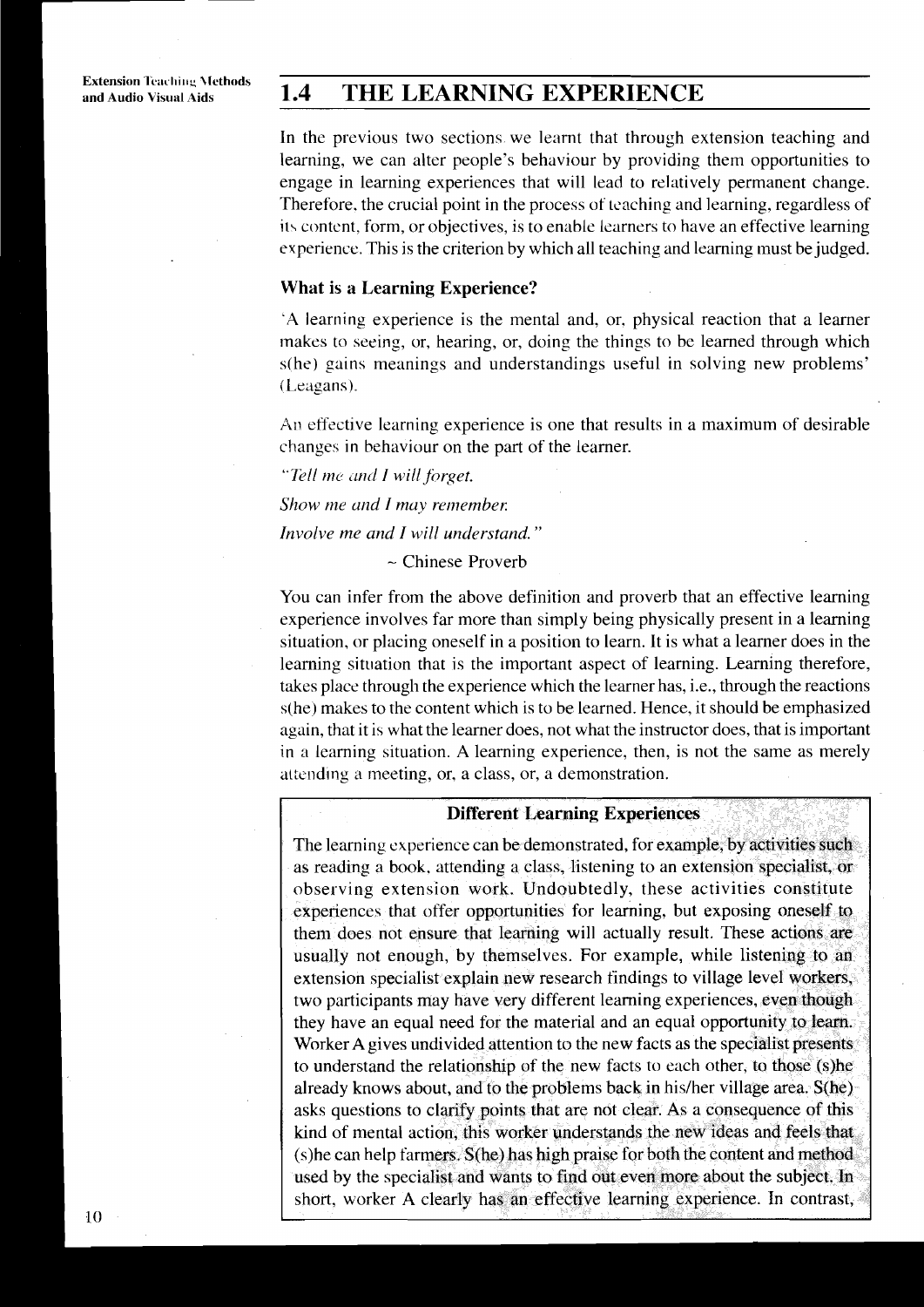## 1.4 THE LEARNING EXPERIENCE

In the previous two sections we learnt that through extension teaching and learning, we can alter people's behaviour by providing them opportunities to engage in learning experiences that will lead to relatively permanent change. Therefore, the crucial point in the process of teaching and learning, regardless of its content, form, or objectives, is to enable learners to have an effective learning experience. This is the criterion by which all teaching and learning must be judged.

### What is a Learning Experience?

'A learning experience is the mental and, or, physical reaction that a learner makes to seeing, or, hearing, or, doing the things to be learned through which s(he) gains meanings and understandings useful in solving new problems' (Leagans).

An effective learning experience is one that results in a maximum of desirable changes in behaviour on the part of the learner.

*"Tell me and I will forget.*

*Show me and I may remember.*

*Involve me and I will understand."*

~ Chinese Proverb

You can infer from the above definition and proverb that an effective learning experience involves far more than simply being physically present in a learning situation, or placing oneself in a position to learn. It is what a learner does in the learning situation that is the important aspect of learning. Learning therefore, takes place through the experience which the learner has, i.e., through the reactions s(he) makes to the content which is to be learned. Hence, it should be emphasized again, that it is what the learner does, not what the instructor does, that is important in a learning situation. A learning experience, then, is not the same as merely attending a meeting, or, a class, or, a demonstration.

**Different Learning Experiences**

The learning experience can be demonstrated, for example, by activities such as reading a book, attending a class, listening to an extension specialist, or observing extension work. Undoubtedly, these activities constitute experiences that offer opportunities for learning, but exposing oneself to them does not ensure that learning will actually result. These actions are usually not enough, by themselves. For example, while listening to an extension specialist explain new research findings to village level workers, two participants may have very different learning experiences, even though they have an equal need for the material and an equal opportunity to learn. Worker A gives undivided attention to the new facts as the specialist presents to understand the relationship of the new facts to each other, to those (s)he already knows about, and to the problems back in his/her village area. S(he) asks questions to clarify points that are not clear. As a consequence of this kind of mental action, this worker understands the new ideas and feels that (s)he can help farmers. S(he) has high praise for both the content and method used by the specialist and wants to find out even more about the subject. In short, worker A clearly has an effective learning experience. In contrast,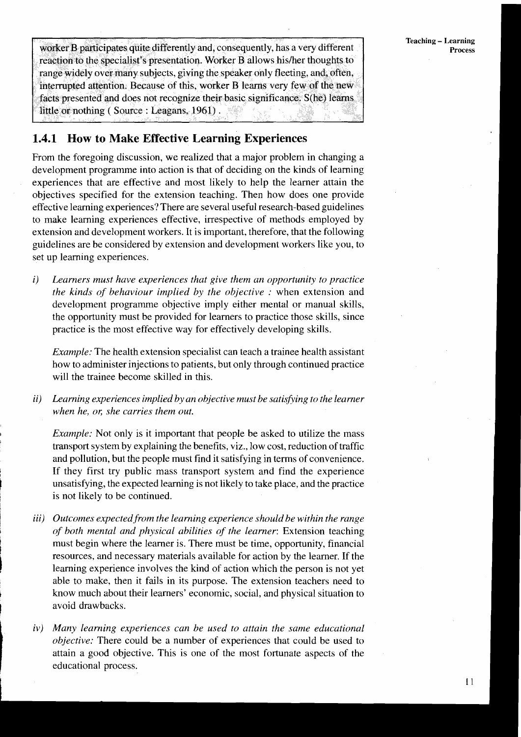worker B participates quite differently and, consequently, has a very different reaction to the specialist's presentation. Worker B allows his/her thoughts to range widely over many subjects, giving the speaker only fleeting, and, often, interrupted attention. Because of this, worker B learns very few of the new facts presented and does not recognize their basic significance. S(he) learns little or nothing ( Source : Leagans, 1961) .

### 1.4.1 How to Make Effective Learning Experiences

From the foregoing discussion, we realized that a major problem in changing a development programme into action is that of deciding on the kinds of learning experiences that are effective and most likely to help the learner attain the objectives specified for the extension teaching. Then how does one provide effective learning experiences? There are several useful research-based guidelines to make learning experiences effective, irrespective of methods employed by extension and development workers. It is important, therefore, that the following guidelines are be considered by extension and development workers like you, to set up learning experiences.

i) *Learners must have experiences that give them an opportunity to practice the kinds of behaviour implied by the objective :* when extension and development programme objective imply either mental or manual skills, the opportunity must be provided for learners to practice those skills, since practice is the most effective way for effectively developing skills.

   *Example:* The health extension specialist can teach a trainee health assistant how to administer injections to patients, but only through continued practice will the trainee become skilled in this.

ii) *Learning experiences implied by an objective must be satisfying to the learner when he, or, she carries them out.*

   *Example:* Not only is it important that people be asked to utilize the mass transport system by explaining the benefits, viz., low cost, reduction of traffic and pollution, but the people must find it satisfying in terms of convenience. If they first try public mass transport system and find the experience unsatisfying, the expected learning is not likely to take place, and the practice is not likely to be continued.

iii) *Outcomes expected from the learning experience should be within the range of both mental and physical abilities of the learner*: Extension teaching must begin where the learner is. There must be time, opportunity, financial resources, and necessary materials available for action by the learner. If the learning experience involves the kind of action which the person is not yet able to make, then it fails in its purpose. The extension teachers need to know much about their learners' economic, social, and physical situation to avoid drawbacks.

iv) *Many learning experiences can be used to attain the same educational objective:* There could be a number of experiences that could be used to attain a good objective. This is one of the most fortunate aspects of the educational process.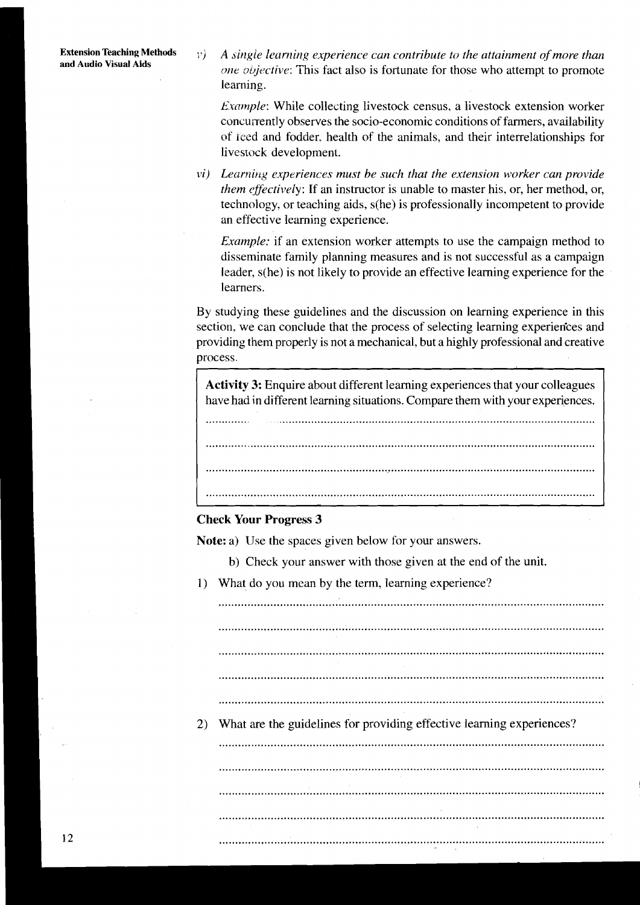v) *A single learning experience can contribute to the attainment of more than one objective*: This fact also is fortunate for those who attempt to promote learning.

   *Example*: While collecting livestock census, a livestock extension worker concurrently observes the socio-economic conditions of farmers, availability of feed and fodder, health of the animals, and their interrelationships for livestock development.

vi) *Learning experiences must be such that the extension worker can provide them effectively*: If an instructor is unable to master his, or, her method, or, technology, or teaching aids, s(he) is professionally incompetent to provide an effective learning experience.

   *Example:* if an extension worker attempts to use the campaign method to disseminate family planning measures and is not successful as a campaign leader, s(he) is not likely to provide an effective learning experience for the learners.

By studying these guidelines and the discussion on learning experience in this section, we can conclude that the process of selecting learning experiences and providing them properly is not a mechanical, but a highly professional and creative process.

**Activity 3:** Enquire about different learning experiences that your colleagues have had in different learning situations. Compare them with your experiences.

..........................................................................................................................

..........................................................................................................................

..........................................................................................................................

..........................................................................................................................

**Check Your Progress 3**

**Note:** a) Use the spaces given below for your answers.

b) Check your answer with those given at the end of the unit.

1) What do you mean by the term, learning experience?

..........................................................................................................................

..........................................................................................................................

..........................................................................................................................

..........................................................................................................................

..........................................................................................................................

2) What are the guidelines for providing effective learning experiences?

..........................................................................................................................

..........................................................................................................................

..........................................................................................................................

..........................................................................................................................

..........................................................................................................................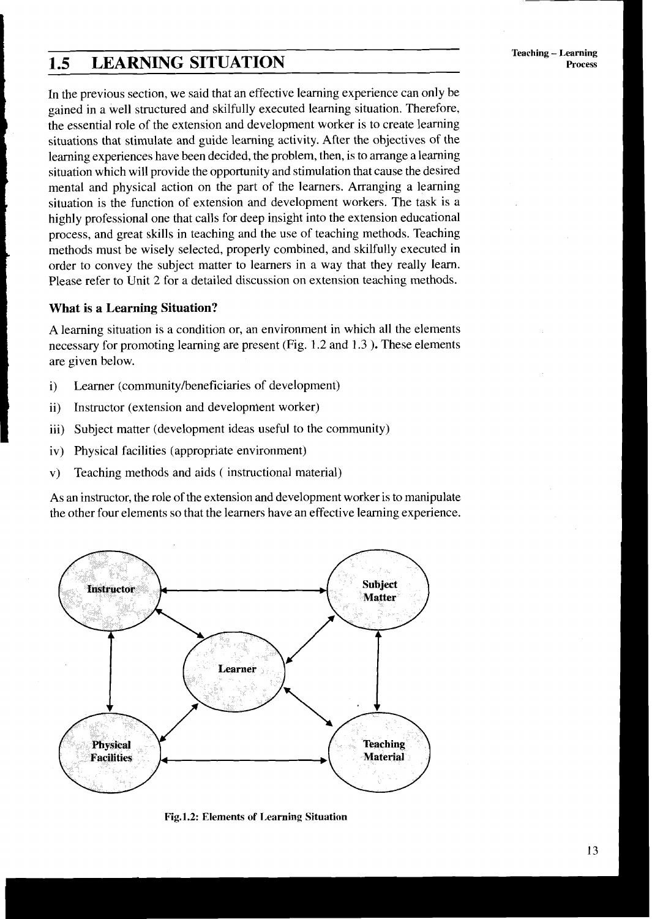## 1.5 LEARNING SITUATION

In the previous section, we said that an effective learning experience can only be gained in a well structured and skilfully executed learning situation. Therefore, the essential role of the extension and development worker is to create learning situations that stimulate and guide learning activity. After the objectives of the learning experiences have been decided, the problem, then, is to arrange a learning situation which will provide the opportunity and stimulation that cause the desired mental and physical action on the part of the learners. Arranging a learning situation is the function of extension and development workers. The task is a highly professional one that calls for deep insight into the extension educational process, and great skills in teaching and the use of teaching methods. Teaching methods must be wisely selected, properly combined, and skilfully executed in order to convey the subject matter to learners in a way that they really learn. Please refer to Unit 2 for a detailed discussion on extension teaching methods.

### What is a Learning Situation?

A learning situation is a condition or, an environment in which all the elements necessary for promoting learning are present (Fig. 1.2 and 1.3 ). These elements are given below.

i) Learner (community/beneficiaries of development)

ii) Instructor (extension and development worker)

iii) Subject matter (development ideas useful to the community)

iv) Physical facilities (appropriate environment)

v) Teaching methods and aids ( instructional material)

As an instructor, the role of the extension and development worker is to manipulate the other four elements so that the learners have an effective learning experience.

Instructor — Subject Matter — Learner — Physical Facilities — Teaching Material

Fig.1.2: Elements of Learning Situation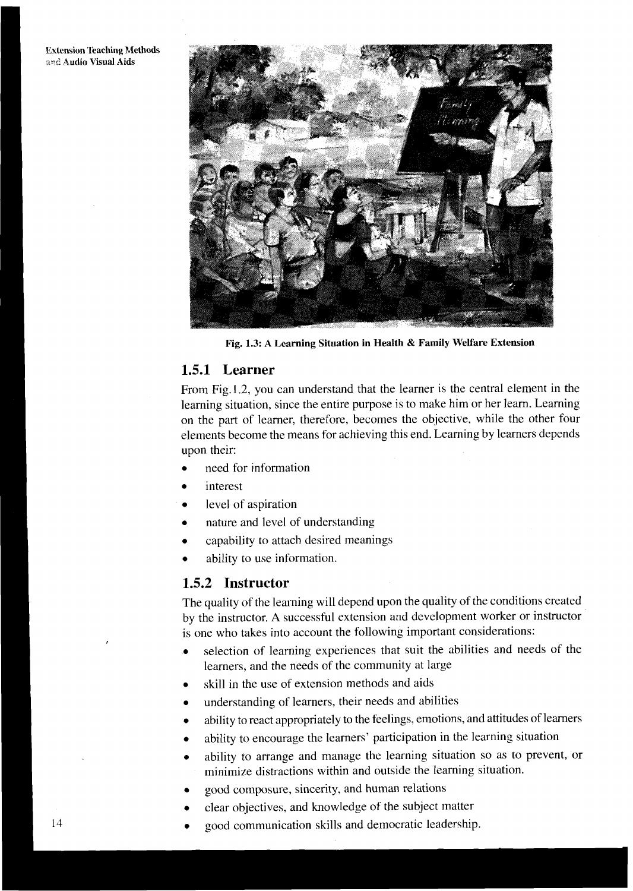Fig. 1.3: A Learning Situation in Health & Family Welfare Extension

### 1.5.1 Learner

From Fig.1.2, you can understand that the learner is the central element in the learning situation, since the entire purpose is to make him or her learn. Learning on the part of learner, therefore, becomes the objective, while the other four elements become the means for achieving this end. Learning by learners depends upon their:

- need for information
- interest
- level of aspiration
- nature and level of understanding
- capability to attach desired meanings
- ability to use information.

### 1.5.2 Instructor

The quality of the learning will depend upon the quality of the conditions created by the instructor. A successful extension and development worker or instructor is one who takes into account the following important considerations:

- selection of learning experiences that suit the abilities and needs of the learners, and the needs of the community at large
- skill in the use of extension methods and aids
- understanding of learners, their needs and abilities
- ability to react appropriately to the feelings, emotions, and attitudes of learners
- ability to encourage the learners' participation in the learning situation
- ability to arrange and manage the learning situation so as to prevent, or minimize distractions within and outside the learning situation.
- good composure, sincerity, and human relations
- clear objectives, and knowledge of the subject matter
- good communication skills and democratic leadership.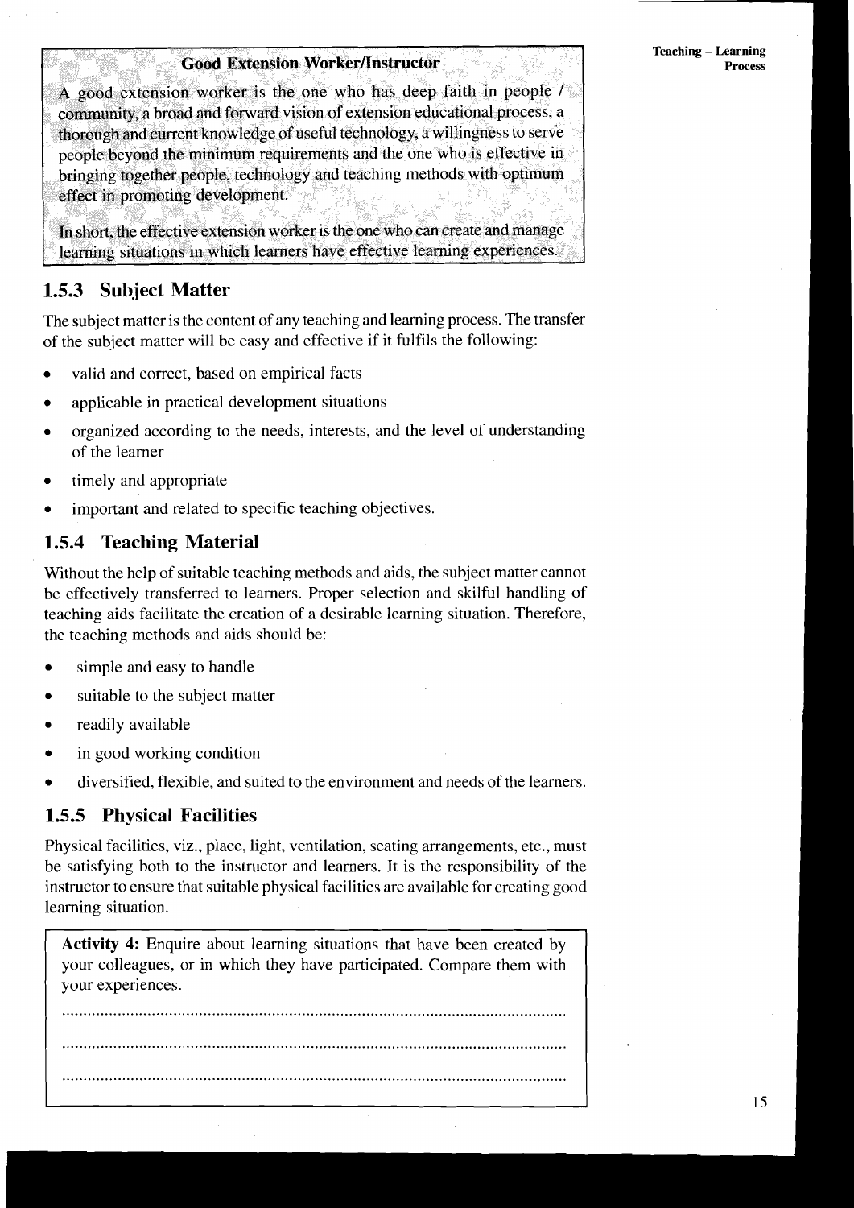**Good Extension Worker/Instructor**

A good extension worker is the one who has deep faith in people / community, a broad and forward vision of extension educational process, a thorough and current knowledge of useful technology, a willingness to serve people beyond the minimum requirements and the one who is effective in bringing together people, technology and teaching methods with optimum effect in promoting development.

In short, the effective extension worker is the one who can create and manage learning situations in which learners have effective learning experiences.

### 1.5.3 Subject Matter

The subject matter is the content of any teaching and learning process. The transfer of the subject matter will be easy and effective if it fulfils the following:

- valid and correct, based on empirical facts
- applicable in practical development situations
- organized according to the needs, interests, and the level of understanding of the learner
- timely and appropriate
- important and related to specific teaching objectives.

### 1.5.4 Teaching Material

Without the help of suitable teaching methods and aids, the subject matter cannot be effectively transferred to learners. Proper selection and skilful handling of teaching aids facilitate the creation of a desirable learning situation. Therefore, the teaching methods and aids should be:

- simple and easy to handle
- suitable to the subject matter
- readily available
- in good working condition
- diversified, flexible, and suited to the environment and needs of the learners.

### 1.5.5 Physical Facilities

Physical facilities, viz., place, light, ventilation, seating arrangements, etc., must be satisfying both to the instructor and learners. It is the responsibility of the instructor to ensure that suitable physical facilities are available for creating good learning situation.

**Activity 4:** Enquire about learning situations that have been created by your colleagues, or in which they have participated. Compare them with your experiences.

..........................................................................................................

..........................................................................................................

..........................................................................................................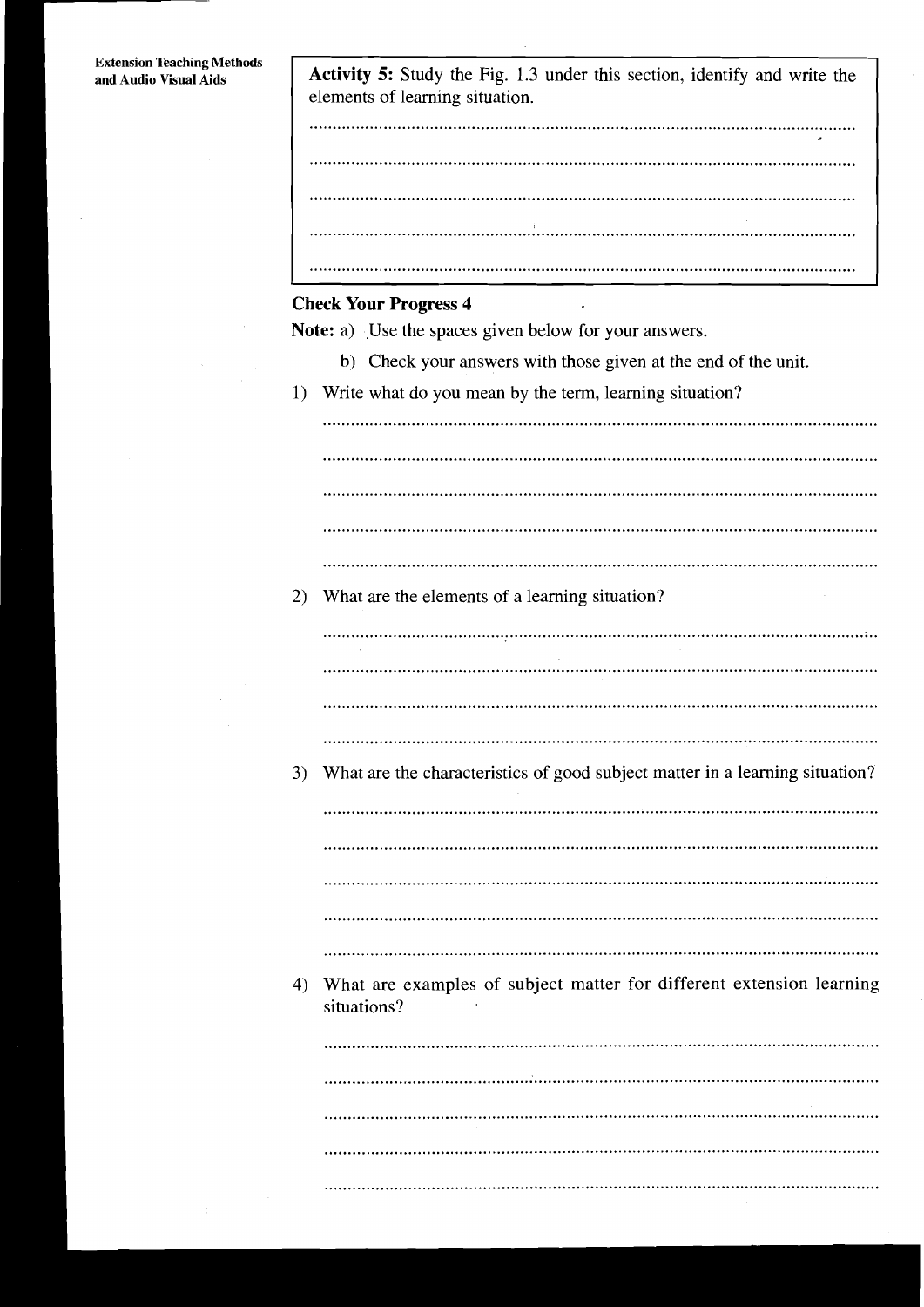**Activity 5:** Study the Fig. 1.3 under this section, identify and write the elements of learning situation.

..................................................................................................................

..................................................................................................................

..................................................................................................................

..................................................................................................................

..................................................................................................................

## Check Your Progress 4

**Note:** a) Use the spaces given below for your answers.

b) Check your answers with those given at the end of the unit.

1) Write what do you mean by the term, learning situation?

..................................................................................................................

..................................................................................................................

..................................................................................................................

..................................................................................................................

..................................................................................................................

2) What are the elements of a learning situation?

..................................................................................................................

..................................................................................................................

..................................................................................................................

..................................................................................................................

3) What are the characteristics of good subject matter in a learning situation?

..................................................................................................................

..................................................................................................................

..................................................................................................................

..................................................................................................................

..................................................................................................................

4) What are examples of subject matter for different extension learning situations?

..................................................................................................................

..................................................................................................................

..................................................................................................................

..................................................................................................................

..................................................................................................................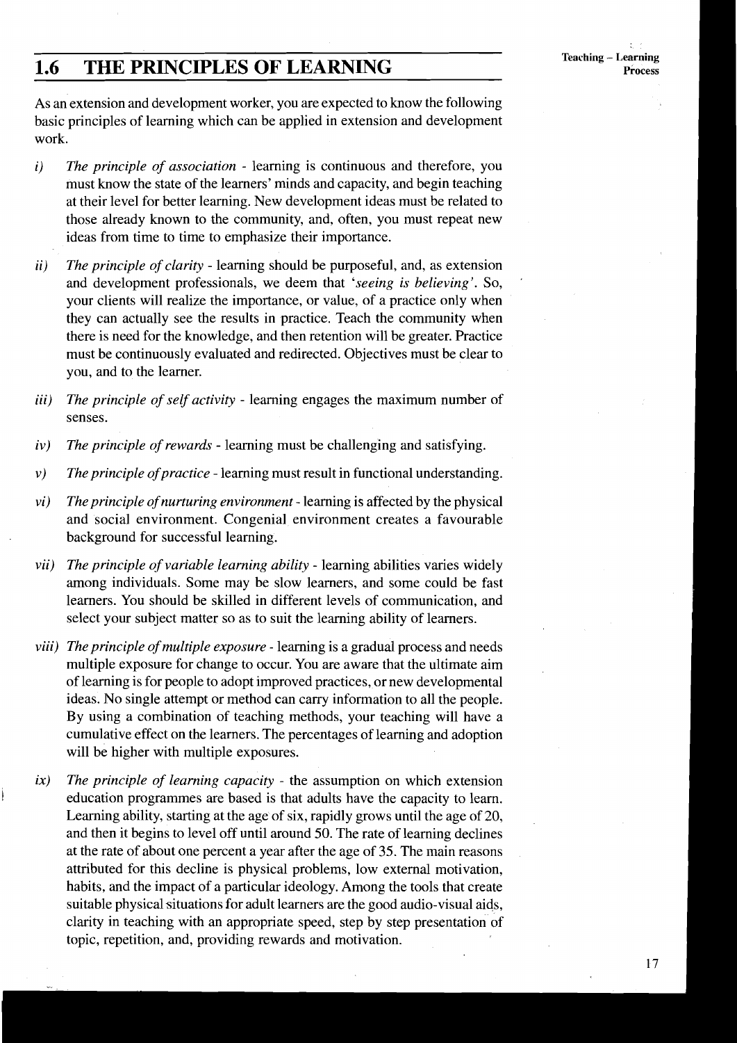## 1.6 THE PRINCIPLES OF LEARNING

As an extension and development worker, you are expected to know the following basic principles of learning which can be applied in extension and development work.

i) *The principle of association* - learning is continuous and therefore, you must know the state of the learners' minds and capacity, and begin teaching at their level for better learning. New development ideas must be related to those already known to the community, and, often, you must repeat new ideas from time to time to emphasize their importance.

ii) *The principle of clarity* - learning should be purposeful, and, as extension and development professionals, we deem that '*seeing is believing*'. So, your clients will realize the importance, or value, of a practice only when they can actually see the results in practice. Teach the community when there is need for the knowledge, and then retention will be greater. Practice must be continuously evaluated and redirected. Objectives must be clear to you, and to the learner.

iii) *The principle of self activity* - learning engages the maximum number of senses.

iv) *The principle of rewards* - learning must be challenging and satisfying.

v) *The principle of practice* - learning must result in functional understanding.

vi) *The principle of nurturing environment* - learning is affected by the physical and social environment. Congenial environment creates a favourable background for successful learning.

vii) *The principle of variable learning ability* - learning abilities varies widely among individuals. Some may be slow learners, and some could be fast learners. You should be skilled in different levels of communication, and select your subject matter so as to suit the learning ability of learners.

viii) *The principle of multiple exposure* - learning is a gradual process and needs multiple exposure for change to occur. You are aware that the ultimate aim of learning is for people to adopt improved practices, or new developmental ideas. No single attempt or method can carry information to all the people. By using a combination of teaching methods, your teaching will have a cumulative effect on the learners. The percentages of learning and adoption will be higher with multiple exposures.

ix) *The principle of learning capacity* - the assumption on which extension education programmes are based is that adults have the capacity to learn. Learning ability, starting at the age of six, rapidly grows until the age of 20, and then it begins to level off until around 50. The rate of learning declines at the rate of about one percent a year after the age of 35. The main reasons attributed for this decline is physical problems, low external motivation, habits, and the impact of a particular ideology. Among the tools that create suitable physical situations for adult learners are the good audio-visual aids, clarity in teaching with an appropriate speed, step by step presentation of topic, repetition, and, providing rewards and motivation.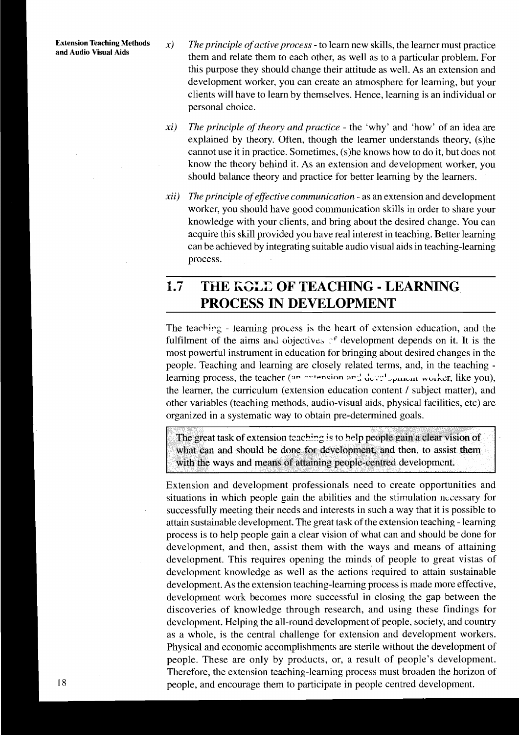x) *The principle of active process* - to learn new skills, the learner must practice them and relate them to each other, as well as to a particular problem. For this purpose they should change their attitude as well. As an extension and development worker, you can create an atmosphere for learning, but your clients will have to learn by themselves. Hence, learning is an individual or personal choice.

xi) *The principle of theory and practice* - the 'why' and 'how' of an idea are explained by theory. Often, though the learner understands theory, (s)he cannot use it in practice. Sometimes, (s)he knows how to do it, but does not know the theory behind it. As an extension and development worker, you should balance theory and practice for better learning by the learners.

xii) *The principle of effective communication* - as an extension and development worker, you should have good communication skills in order to share your knowledge with your clients, and bring about the desired change. You can acquire this skill provided you have real interest in teaching. Better learning can be achieved by integrating suitable audio visual aids in teaching-learning process.

## 1.7 THE ROLE OF TEACHING - LEARNING PROCESS IN DEVELOPMENT

The teaching - learning process is the heart of extension education, and the fulfilment of the aims and objectives of development depends on it. It is the most powerful instrument in education for bringing about desired changes in the people. Teaching and learning are closely related terms, and, in the teaching - learning process, the teacher (an extension and development worker, like you), the learner, the curriculum (extension education content / subject matter), and other variables (teaching methods, audio-visual aids, physical facilities, etc) are organized in a systematic way to obtain pre-determined goals.

> **The great task of extension teaching is to help people gain a clear vision of what can and should be done for development, and then, to assist them with the ways and means of attaining people-centred development.**

Extension and development professionals need to create opportunities and situations in which people gain the abilities and the stimulation necessary for successfully meeting their needs and interests in such a way that it is possible to attain sustainable development. The great task of the extension teaching - learning process is to help people gain a clear vision of what can and should be done for development, and then, assist them with the ways and means of attaining development. This requires opening the minds of people to great vistas of development knowledge as well as the actions required to attain sustainable development. As the extension teaching-learning process is made more effective, development work becomes more successful in closing the gap between the discoveries of knowledge through research, and using these findings for development. Helping the all-round development of people, society, and country as a whole, is the central challenge for extension and development workers. Physical and economic accomplishments are sterile without the development of people. These are only by products, or, a result of people's development. Therefore, the extension teaching-learning process must broaden the horizon of people, and encourage them to participate in people centred development.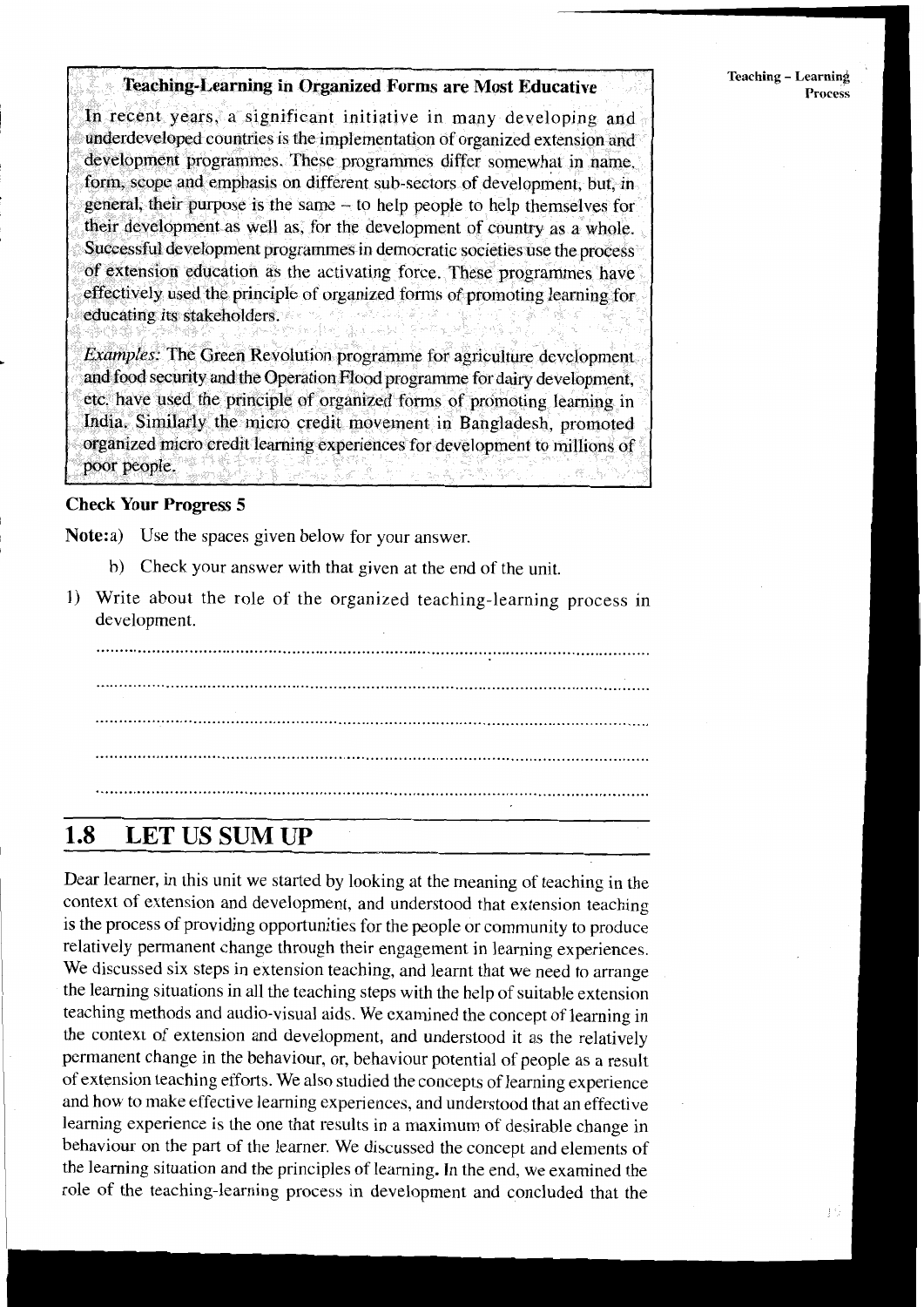**Teaching-Learning in Organized Forms are Most Educative**

In recent years, a significant initiative in many developing and underdeveloped countries is the implementation of organized extension and development programmes. These programmes differ somewhat in name, form, scope and emphasis on different sub-sectors of development, but, in general, their purpose is the same – to help people to help themselves for their development as well as, for the development of country as a whole. Successful development programmes in democratic societies use the process of extension education as the activating force. These programmes have effectively used the principle of organized forms of promoting learning for educating its stakeholders.

*Examples:* The Green Revolution programme for agriculture development and food security and the Operation Flood programme for dairy development, etc. have used the principle of organized forms of promoting learning in India. Similarly the micro credit movement in Bangladesh, promoted organized micro credit learning experiences for development to millions of poor people.

**Check Your Progress 5**

**Note:** a) Use the spaces given below for your answer.

b) Check your answer with that given at the end of the unit.

1) Write about the role of the organized teaching-learning process in development.

......................................................................................................................

......................................................................................................................

......................................................................................................................

......................................................................................................................

......................................................................................................................

## 1.8 LET US SUM UP

Dear learner, in this unit we started by looking at the meaning of teaching in the context of extension and development, and understood that extension teaching is the process of providing opportunities for the people or community to produce relatively permanent change through their engagement in learning experiences. We discussed six steps in extension teaching, and learnt that we need to arrange the learning situations in all the teaching steps with the help of suitable extension teaching methods and audio-visual aids. We examined the concept of learning in the context of extension and development, and understood it as the relatively permanent change in the behaviour, or, behaviour potential of people as a result of extension teaching efforts. We also studied the concepts of learning experience and how to make effective learning experiences, and understood that an effective learning experience is the one that results in a maximum of desirable change in behaviour on the part of the learner. We discussed the concept and elements of the learning situation and the principles of learning. In the end, we examined the role of the teaching-learning process in development and concluded that the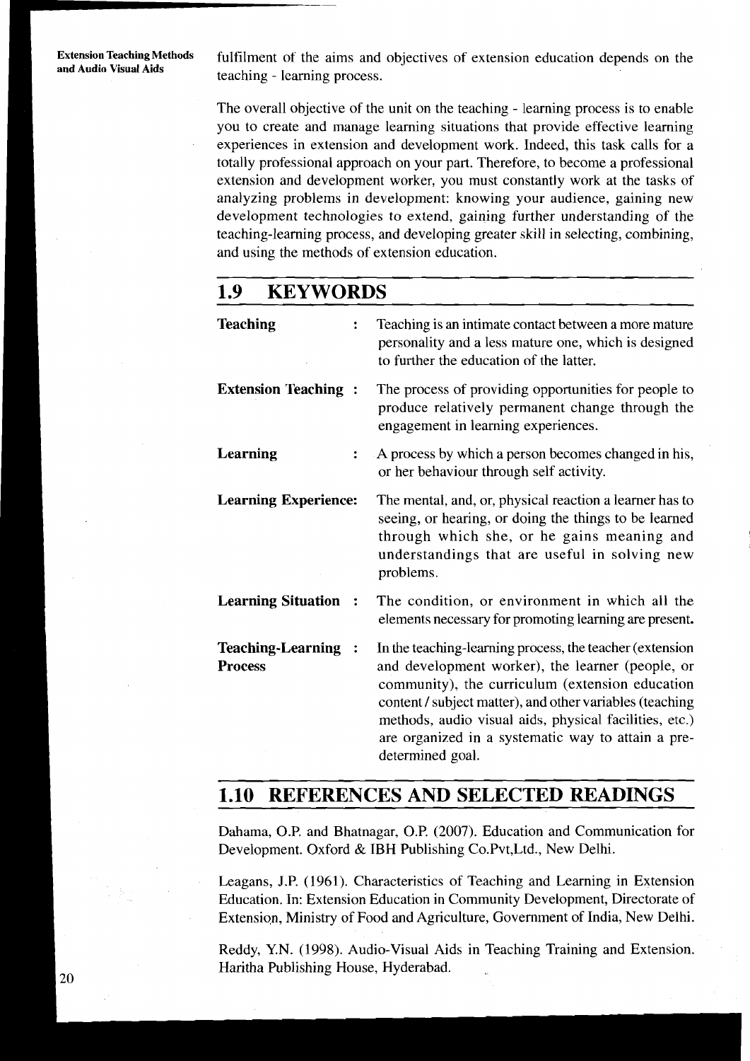fulfilment of the aims and objectives of extension education depends on the teaching - learning process.

The overall objective of the unit on the teaching - learning process is to enable you to create and manage learning situations that provide effective learning experiences in extension and development work. Indeed, this task calls for a totally professional approach on your part. Therefore, to become a professional extension and development worker, you must constantly work at the tasks of analyzing problems in development: knowing your audience, gaining new development technologies to extend, gaining further understanding of the teaching-learning process, and developing greater skill in selecting, combining, and using the methods of extension education.

## 1.9 KEYWORDS

**Teaching** : Teaching is an intimate contact between a more mature personality and a less mature one, which is designed to further the education of the latter.

**Extension Teaching** : The process of providing opportunities for people to produce relatively permanent change through the engagement in learning experiences.

**Learning** : A process by which a person becomes changed in his, or her behaviour through self activity.

**Learning Experience:** The mental, and, or, physical reaction a learner has to seeing, or hearing, or doing the things to be learned through which she, or he gains meaning and understandings that are useful in solving new problems.

**Learning Situation** : The condition, or environment in which all the elements necessary for promoting learning are present.

**Teaching-Learning Process** : In the teaching-learning process, the teacher (extension and development worker), the learner (people, or community), the curriculum (extension education content / subject matter), and other variables (teaching methods, audio visual aids, physical facilities, etc.) are organized in a systematic way to attain a pre-determined goal.

## 1.10 REFERENCES AND SELECTED READINGS

Dahama, O.P. and Bhatnagar, O.P. (2007). Education and Communication for Development. Oxford & IBH Publishing Co.Pvt,Ltd., New Delhi.

Leagans, J.P. (1961). Characteristics of Teaching and Learning in Extension Education. In: Extension Education in Community Development, Directorate of Extension, Ministry of Food and Agriculture, Government of India, New Delhi.

Reddy, Y.N. (1998). Audio-Visual Aids in Teaching Training and Extension. Haritha Publishing House, Hyderabad.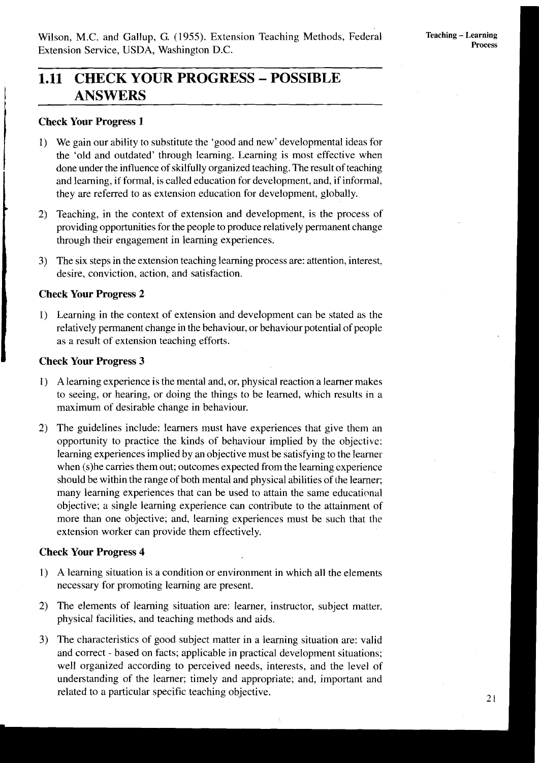Wilson, M.C. and Gallup, G. (1955). Extension Teaching Methods, Federal Extension Service, USDA, Washington D.C.

## 1.11 CHECK YOUR PROGRESS – POSSIBLE ANSWERS

### Check Your Progress 1

1) We gain our ability to substitute the 'good and new' developmental ideas for the 'old and outdated' through learning. Learning is most effective when done under the influence of skilfully organized teaching. The result of teaching and learning, if formal, is called education for development, and, if informal, they are referred to as extension education for development, globally.

2) Teaching, in the context of extension and development, is the process of providing opportunities for the people to produce relatively permanent change through their engagement in learning experiences.

3) The six steps in the extension teaching learning process are: attention, interest, desire, conviction, action, and satisfaction.

### Check Your Progress 2

1) Learning in the context of extension and development can be stated as the relatively permanent change in the behaviour, or behaviour potential of people as a result of extension teaching efforts.

### Check Your Progress 3

1) A learning experience is the mental and, or, physical reaction a learner makes to seeing, or hearing, or doing the things to be learned, which results in a maximum of desirable change in behaviour.

2) The guidelines include: learners must have experiences that give them an opportunity to practice the kinds of behaviour implied by the objective: learning experiences implied by an objective must be satisfying to the learner when (s)he carries them out; outcomes expected from the learning experience should be within the range of both mental and physical abilities of the learner; many learning experiences that can be used to attain the same educational objective; a single learning experience can contribute to the attainment of more than one objective; and, learning experiences must be such that the extension worker can provide them effectively.

### Check Your Progress 4

1) A learning situation is a condition or environment in which all the elements necessary for promoting learning are present.

2) The elements of learning situation are: learner, instructor, subject matter, physical facilities, and teaching methods and aids.

3) The characteristics of good subject matter in a learning situation are: valid and correct - based on facts; applicable in practical development situations; well organized according to perceived needs, interests, and the level of understanding of the learner; timely and appropriate; and, important and related to a particular specific teaching objective.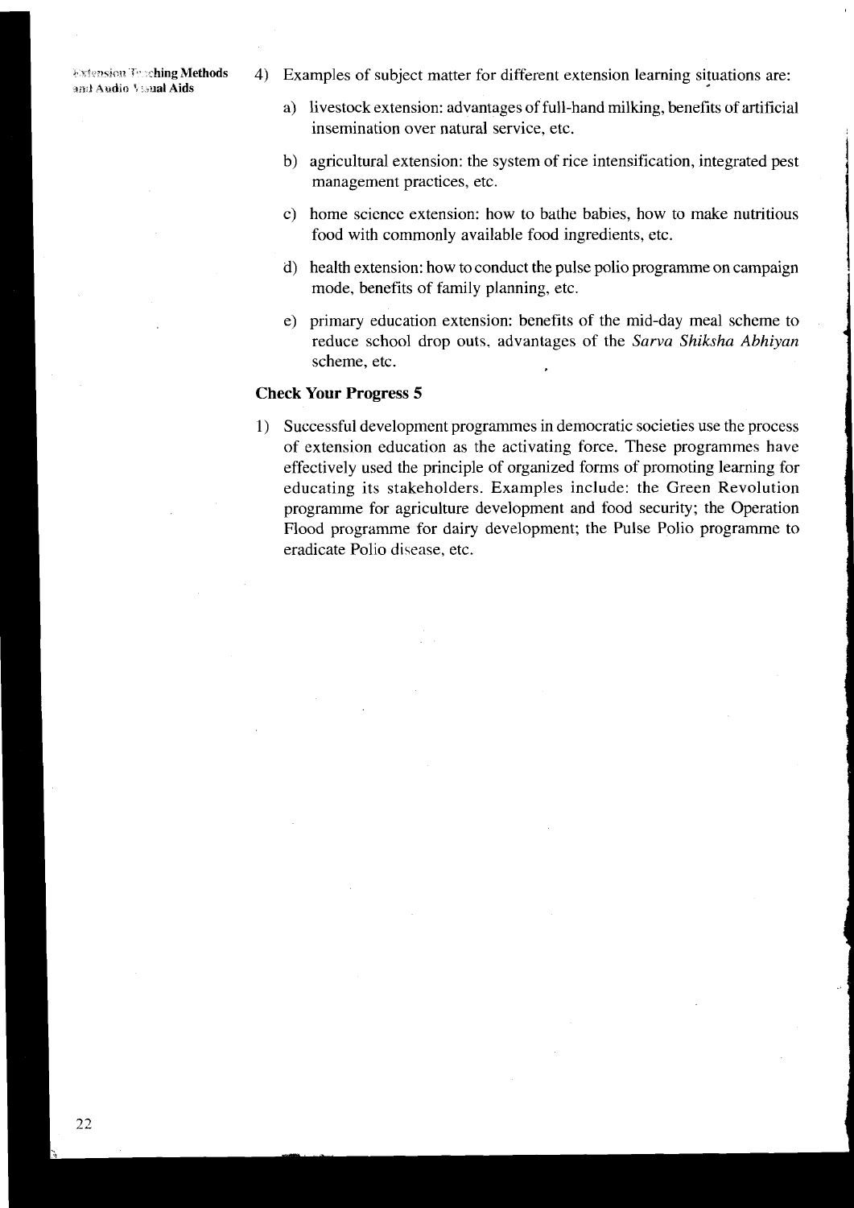4) Examples of subject matter for different extension learning situations are:

   a) livestock extension: advantages of full-hand milking, benefits of artificial insemination over natural service, etc.

   b) agricultural extension: the system of rice intensification, integrated pest management practices, etc.

   c) home science extension: how to bathe babies, how to make nutritious food with commonly available food ingredients, etc.

   d) health extension: how to conduct the pulse polio programme on campaign mode, benefits of family planning, etc.

   e) primary education extension: benefits of the mid-day meal scheme to reduce school drop outs, advantages of the *Sarva Shiksha Abhiyan* scheme, etc.

**Check Your Progress 5**

1) Successful development programmes in democratic societies use the process of extension education as the activating force. These programmes have effectively used the principle of organized forms of promoting learning for educating its stakeholders. Examples include: the Green Revolution programme for agriculture development and food security; the Operation Flood programme for dairy development; the Pulse Polio programme to eradicate Polio disease, etc.